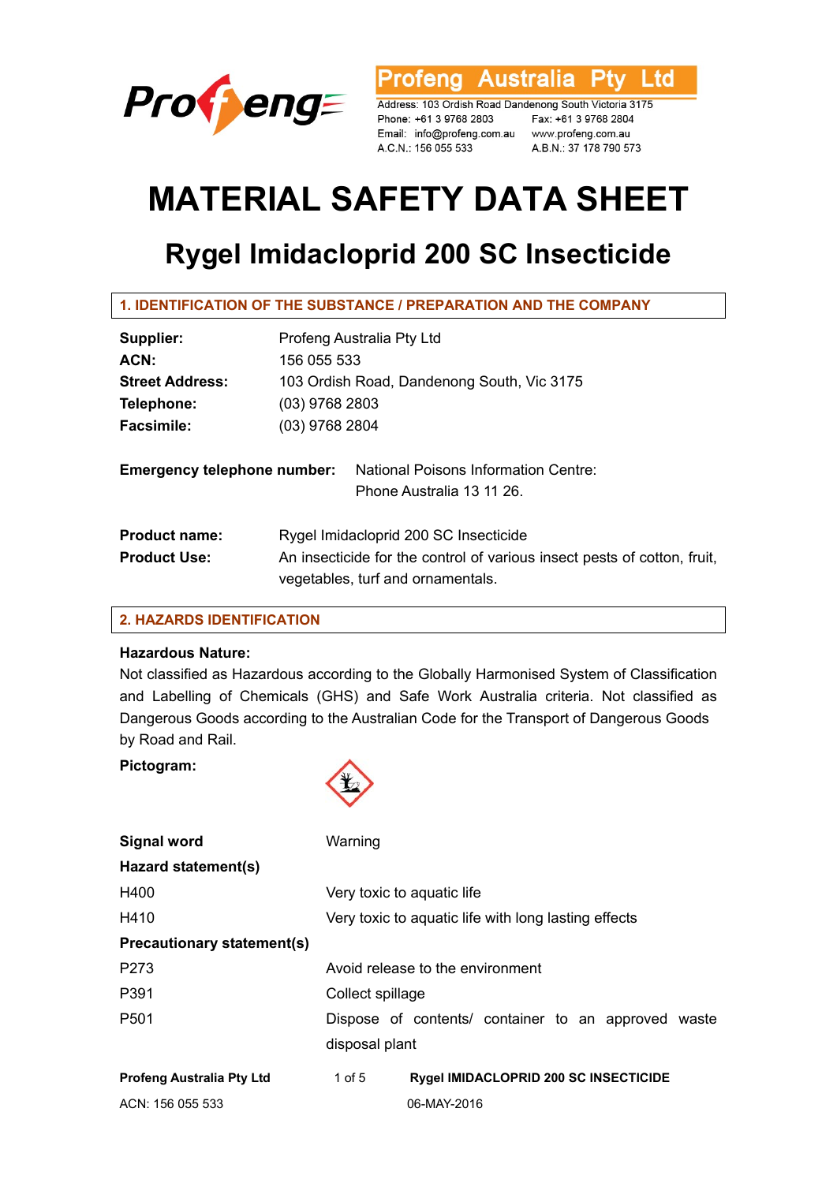Profeng Australia Pty Ltd

Address: 103 Ordish Road Dandenong South Victoria 3175
Phone: +61 3 9768 2803 Fax: +61 3 9768 2804
Email: info@profeng.com.au www.profeng.com.au
A.C.N.: 156 055 533 A.B.N.: 37 178 790 573

# MATERIAL SAFETY DATA SHEET

## Rygel Imidacloprid 200 SC Insecticide

### 1. IDENTIFICATION OF THE SUBSTANCE / PREPARATION AND THE COMPANY

**Supplier:** Profeng Australia Pty Ltd
**ACN:** 156 055 533
**Street Address:** 103 Ordish Road, Dandenong South, Vic 3175
**Telephone:** (03) 9768 2803
**Facsimile:** (03) 9768 2804

**Emergency telephone number:** National Poisons Information Centre:
Phone Australia 13 11 26.

**Product name:** Rygel Imidacloprid 200 SC Insecticide
**Product Use:** An insecticide for the control of various insect pests of cotton, fruit, vegetables, turf and ornamentals.

### 2. HAZARDS IDENTIFICATION

**Hazardous Nature:**
Not classified as Hazardous according to the Globally Harmonised System of Classification and Labelling of Chemicals (GHS) and Safe Work Australia criteria. Not classified as Dangerous Goods according to the Australian Code for the Transport of Dangerous Goods by Road and Rail.

**Pictogram:**

**Signal word** Warning

**Hazard statement(s)**

| | |
|---|---|
| H400 | Very toxic to aquatic life |
| H410 | Very toxic to aquatic life with long lasting effects |

**Precautionary statement(s)**

| | |
|---|---|
| P273 | Avoid release to the environment |
| P391 | Collect spillage |
| P501 | Dispose of contents/ container to an approved waste disposal plant |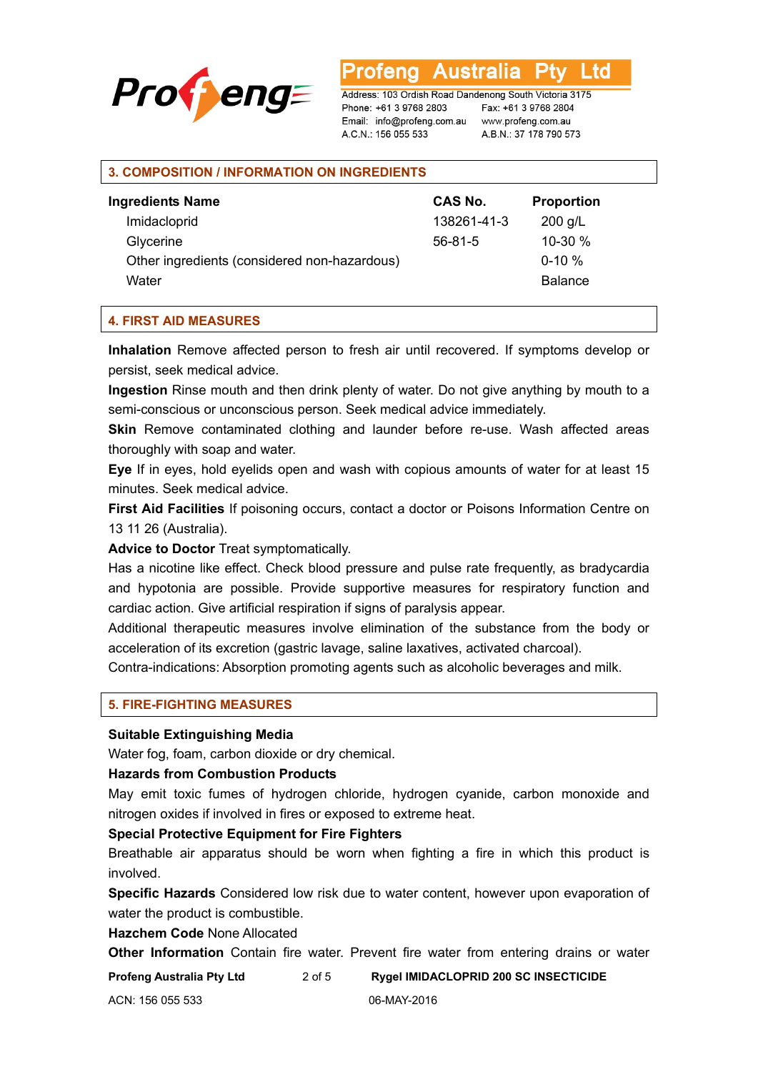## 3. COMPOSITION / INFORMATION ON INGREDIENTS

| Ingredients Name | CAS No. | Proportion |
|---|---|---|
| Imidacloprid | 138261-41-3 | 200 g/L |
| Glycerine | 56-81-5 | 10-30 % |
| Other ingredients (considered non-hazardous) | | 0-10 % |
| Water | | Balance |

## 4. FIRST AID MEASURES

**Inhalation** Remove affected person to fresh air until recovered. If symptoms develop or persist, seek medical advice.

**Ingestion** Rinse mouth and then drink plenty of water. Do not give anything by mouth to a semi-conscious or unconscious person. Seek medical advice immediately.

**Skin** Remove contaminated clothing and launder before re-use. Wash affected areas thoroughly with soap and water.

**Eye** If in eyes, hold eyelids open and wash with copious amounts of water for at least 15 minutes. Seek medical advice.

**First Aid Facilities** If poisoning occurs, contact a doctor or Poisons Information Centre on 13 11 26 (Australia).

**Advice to Doctor** Treat symptomatically.

Has a nicotine like effect. Check blood pressure and pulse rate frequently, as bradycardia and hypotonia are possible. Provide supportive measures for respiratory function and cardiac action. Give artificial respiration if signs of paralysis appear.

Additional therapeutic measures involve elimination of the substance from the body or acceleration of its excretion (gastric lavage, saline laxatives, activated charcoal).

Contra-indications: Absorption promoting agents such as alcoholic beverages and milk.

## 5. FIRE-FIGHTING MEASURES

**Suitable Extinguishing Media**

Water fog, foam, carbon dioxide or dry chemical.

**Hazards from Combustion Products**

May emit toxic fumes of hydrogen chloride, hydrogen cyanide, carbon monoxide and nitrogen oxides if involved in fires or exposed to extreme heat.

**Special Protective Equipment for Fire Fighters**

Breathable air apparatus should be worn when fighting a fire in which this product is involved.

**Specific Hazards** Considered low risk due to water content, however upon evaporation of water the product is combustible.

**Hazchem Code** None Allocated

**Other Information** Contain fire water. Prevent fire water from entering drains or water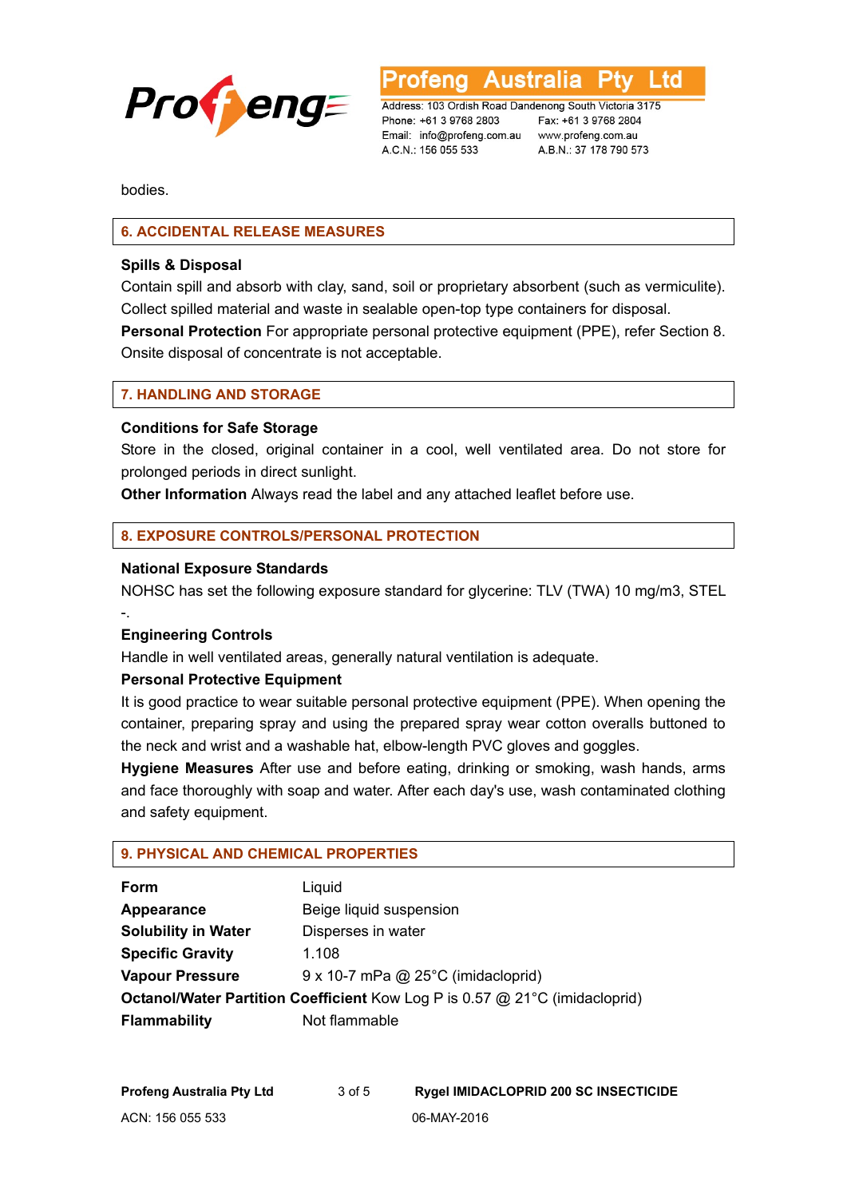bodies.

## 6. ACCIDENTAL RELEASE MEASURES

**Spills & Disposal**

Contain spill and absorb with clay, sand, soil or proprietary absorbent (such as vermiculite). Collect spilled material and waste in sealable open-top type containers for disposal.

**Personal Protection** For appropriate personal protective equipment (PPE), refer Section 8. Onsite disposal of concentrate is not acceptable.

## 7. HANDLING AND STORAGE

**Conditions for Safe Storage**

Store in the closed, original container in a cool, well ventilated area. Do not store for prolonged periods in direct sunlight.

**Other Information** Always read the label and any attached leaflet before use.

## 8. EXPOSURE CONTROLS/PERSONAL PROTECTION

**National Exposure Standards**

NOHSC has set the following exposure standard for glycerine: TLV (TWA) 10 mg/m3, STEL -.

**Engineering Controls**

Handle in well ventilated areas, generally natural ventilation is adequate.

**Personal Protective Equipment**

It is good practice to wear suitable personal protective equipment (PPE). When opening the container, preparing spray and using the prepared spray wear cotton overalls buttoned to the neck and wrist and a washable hat, elbow-length PVC gloves and goggles.

**Hygiene Measures** After use and before eating, drinking or smoking, wash hands, arms and face thoroughly with soap and water. After each day's use, wash contaminated clothing and safety equipment.

## 9. PHYSICAL AND CHEMICAL PROPERTIES

| | |
|---|---|
| **Form** | Liquid |
| **Appearance** | Beige liquid suspension |
| **Solubility in Water** | Disperses in water |
| **Specific Gravity** | 1.108 |
| **Vapour Pressure** | 9 x 10-7 mPa @ 25°C (imidacloprid) |
| **Octanol/Water Partition Coefficient** | Kow Log P is 0.57 @ 21°C (imidacloprid) |
| **Flammability** | Not flammable |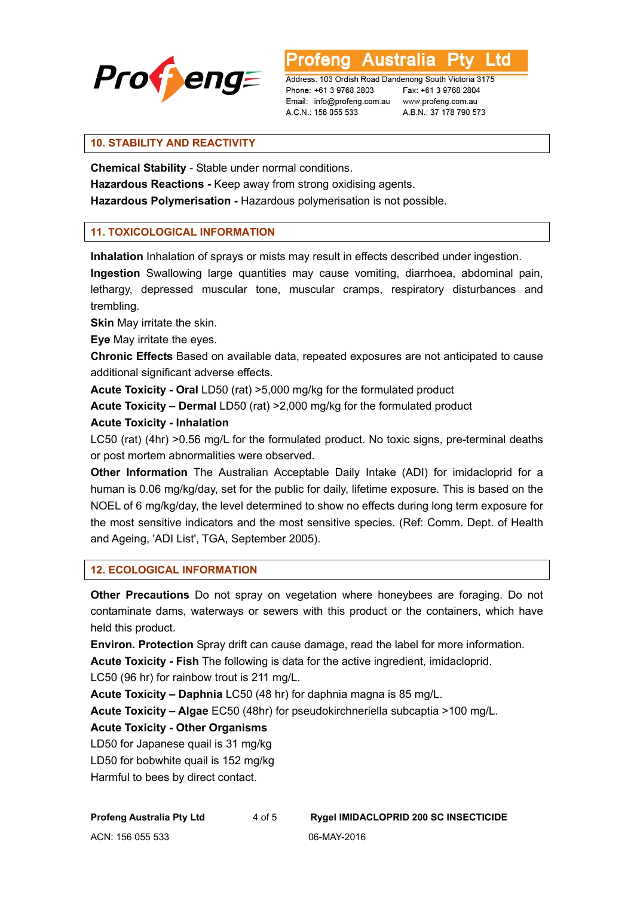## 10. STABILITY AND REACTIVITY

**Chemical Stability** - Stable under normal conditions.
**Hazardous Reactions -** Keep away from strong oxidising agents.
**Hazardous Polymerisation -** Hazardous polymerisation is not possible.

## 11. TOXICOLOGICAL INFORMATION

**Inhalation** Inhalation of sprays or mists may result in effects described under ingestion.
**Ingestion** Swallowing large quantities may cause vomiting, diarrhoea, abdominal pain, lethargy, depressed muscular tone, muscular cramps, respiratory disturbances and trembling.
**Skin** May irritate the skin.
**Eye** May irritate the eyes.
**Chronic Effects** Based on available data, repeated exposures are not anticipated to cause additional significant adverse effects.
**Acute Toxicity - Oral** LD50 (rat) >5,000 mg/kg for the formulated product
**Acute Toxicity – Dermal** LD50 (rat) >2,000 mg/kg for the formulated product
**Acute Toxicity - Inhalation**
LC50 (rat) (4hr) >0.56 mg/L for the formulated product. No toxic signs, pre-terminal deaths or post mortem abnormalities were observed.
**Other Information** The Australian Acceptable Daily Intake (ADI) for imidacloprid for a human is 0.06 mg/kg/day, set for the public for daily, lifetime exposure. This is based on the NOEL of 6 mg/kg/day, the level determined to show no effects during long term exposure for the most sensitive indicators and the most sensitive species. (Ref: Comm. Dept. of Health and Ageing, 'ADI List', TGA, September 2005).

## 12. ECOLOGICAL INFORMATION

**Other Precautions** Do not spray on vegetation where honeybees are foraging. Do not contaminate dams, waterways or sewers with this product or the containers, which have held this product.
**Environ. Protection** Spray drift can cause damage, read the label for more information.
**Acute Toxicity - Fish** The following is data for the active ingredient, imidacloprid.
LC50 (96 hr) for rainbow trout is 211 mg/L.
**Acute Toxicity – Daphnia** LC50 (48 hr) for daphnia magna is 85 mg/L.
**Acute Toxicity – Algae** EC50 (48hr) for pseudokirchneriella subcaptia >100 mg/L.
**Acute Toxicity - Other Organisms**
LD50 for Japanese quail is 31 mg/kg
LD50 for bobwhite quail is 152 mg/kg
Harmful to bees by direct contact.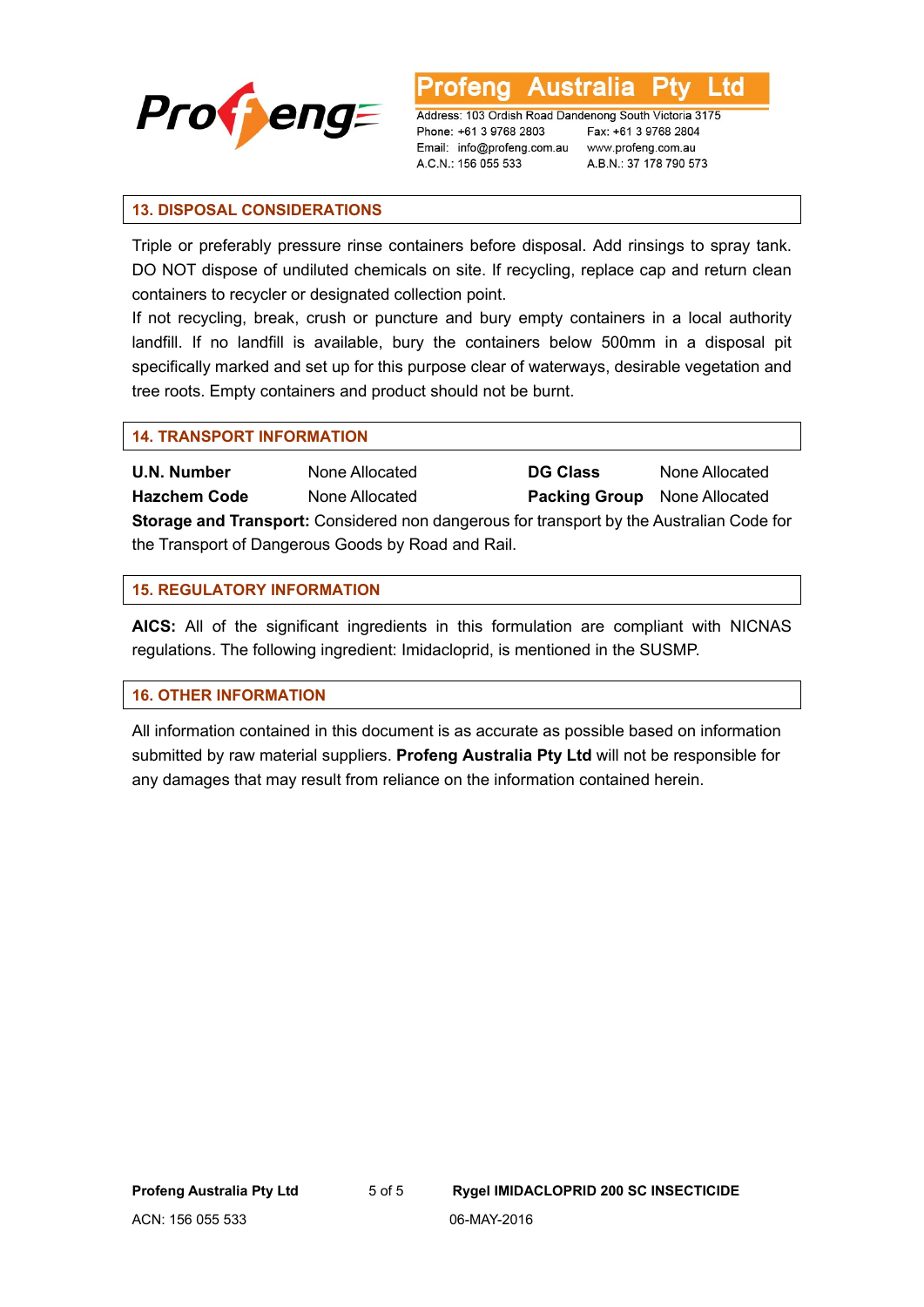## 13. DISPOSAL CONSIDERATIONS

Triple or preferably pressure rinse containers before disposal. Add rinsings to spray tank. DO NOT dispose of undiluted chemicals on site. If recycling, replace cap and return clean containers to recycler or designated collection point.

If not recycling, break, crush or puncture and bury empty containers in a local authority landfill. If no landfill is available, bury the containers below 500mm in a disposal pit specifically marked and set up for this purpose clear of waterways, desirable vegetation and tree roots. Empty containers and product should not be burnt.

## 14. TRANSPORT INFORMATION

| | | | |
|---|---|---|---|
| **U.N. Number** | None Allocated | **DG Class** | None Allocated |
| **Hazchem Code** | None Allocated | **Packing Group** | None Allocated |

**Storage and Transport:** Considered non dangerous for transport by the Australian Code for the Transport of Dangerous Goods by Road and Rail.

## 15. REGULATORY INFORMATION

**AICS:** All of the significant ingredients in this formulation are compliant with NICNAS regulations. The following ingredient: Imidacloprid, is mentioned in the SUSMP.

## 16. OTHER INFORMATION

All information contained in this document is as accurate as possible based on information submitted by raw material suppliers. **Profeng Australia Pty Ltd** will not be responsible for any damages that may result from reliance on the information contained herein.